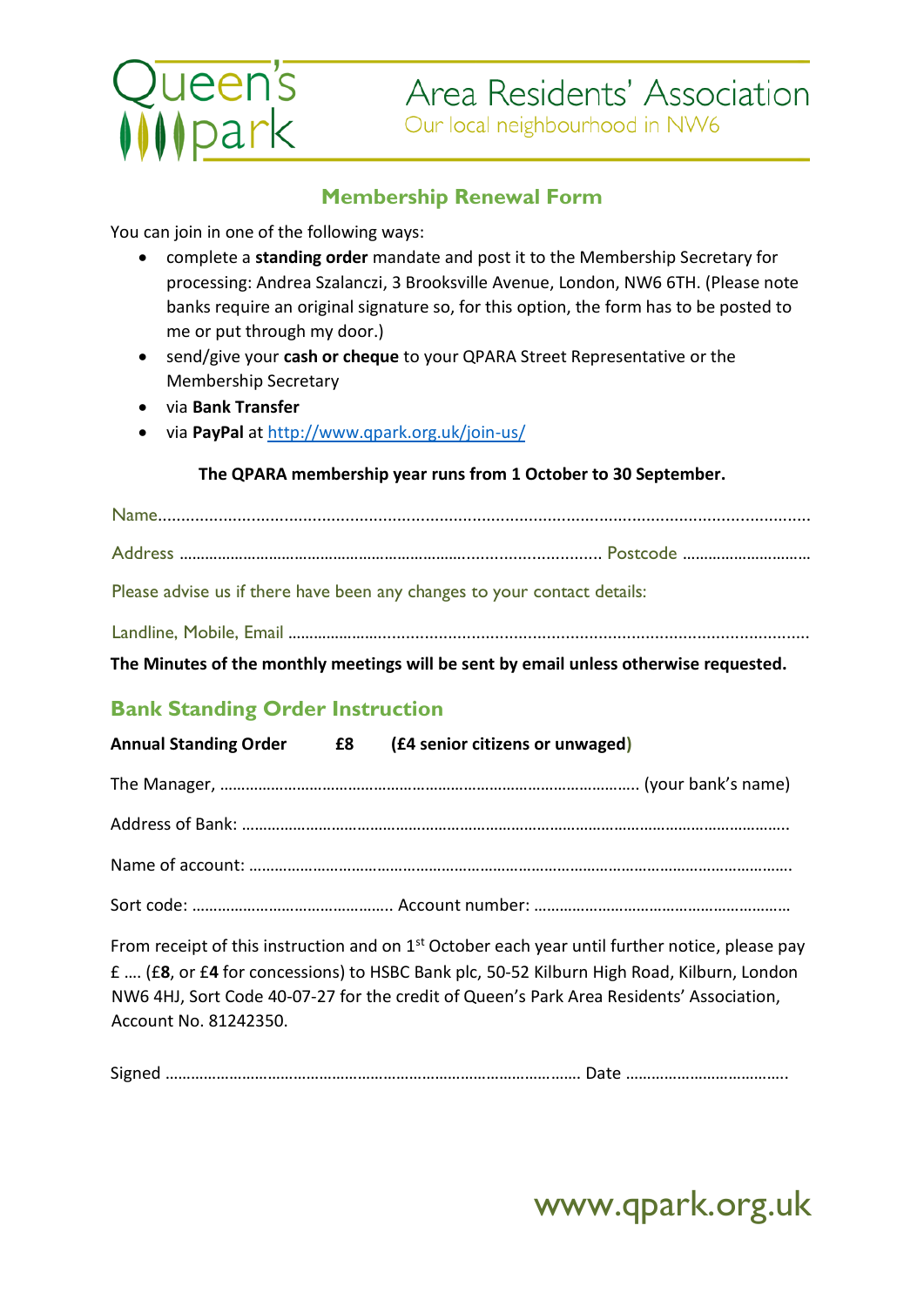Queen's park

# Area Residents' Association

Our local neighbourhood in NW6

## Membership Renewal Form

You can join in one of the following ways:

- complete a **standing order** mandate and post it to the Membership Secretary for processing: Andrea Szalanczi, 3 Brooksville Avenue, London, NW6 6TH. (Please note banks require an original signature so, for this option, the form has to be posted to me or put through my door.)
- send/give your **cash or cheque** to your QPARA Street Representative or the Membership Secretary
- via **Bank Transfer**
- via **PayPal** at http://www.qpark.org.uk/join-us/

**The QPARA membership year runs from 1 October to 30 September.**

Name.................................................................................................................................

Address ………………………………………………………….............................. Postcode …………………………

Please advise us if there have been any changes to your contact details:

Landline, Mobile, Email …………………........................................................................................

**The Minutes of the monthly meetings will be sent by email unless otherwise requested.**

## Bank Standing Order Instruction

**Annual Standing Order £8 (£4 senior citizens or unwaged)**

The Manager, ……………………………………………………………………………………. (your bank's name)

Address of Bank: …………………………………………………………………………………………………………..

Name of account: …………………………………………………………………………………………………………..

Sort code: ………………………………………. Account number: ……………………………………………………

From receipt of this instruction and on 1st October each year until further notice, please pay £ …. (£**8**, or £**4** for concessions) to HSBC Bank plc, 50-52 Kilburn High Road, Kilburn, London NW6 4HJ, Sort Code 40-07-27 for the credit of Queen's Park Area Residents' Association, Account No. 81242350.

Signed ………………………………………………………………………………………. Date ……………………………….

www.qpark.org.uk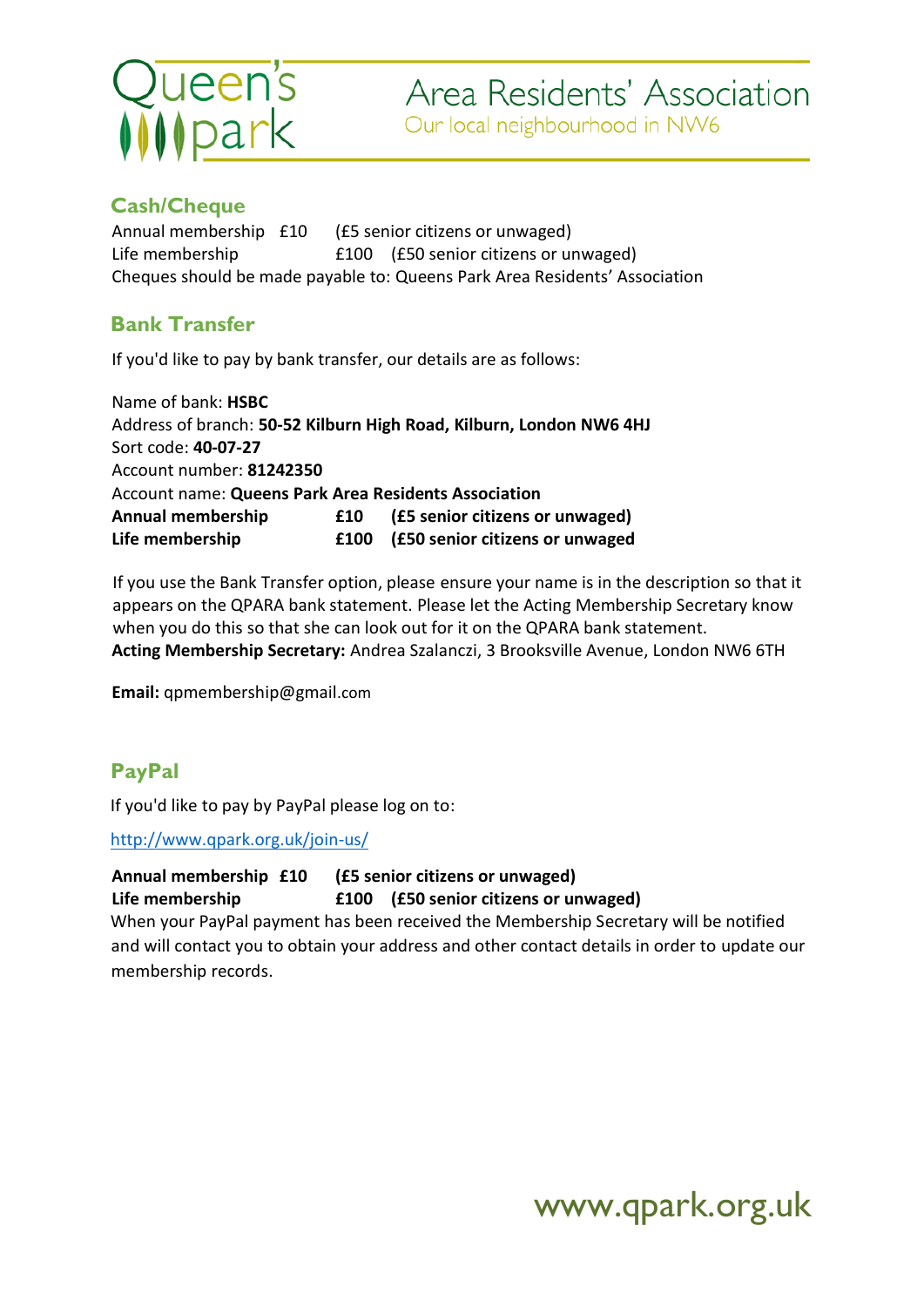# Queen's park Area Residents' Association

Our local neighbourhood in NW6

## Cash/Cheque

| | | |
|---|---|---|
| Annual membership | £10 | (£5 senior citizens or unwaged) |
| Life membership | £100 | (£50 senior citizens or unwaged) |

Cheques should be made payable to: Queens Park Area Residents' Association

## Bank Transfer

If you'd like to pay by bank transfer, our details are as follows:

Name of bank: **HSBC**
Address of branch: **50-52 Kilburn High Road, Kilburn, London NW6 4HJ**
Sort code: **40-07-27**
Account number: **81242350**
Account name: **Queens Park Area Residents Association**

| | | |
|---|---|---|
| **Annual membership** | **£10** | **(£5 senior citizens or unwaged)** |
| **Life membership** | **£100** | **(£50 senior citizens or unwaged** |

If you use the Bank Transfer option, please ensure your name is in the description so that it appears on the QPARA bank statement. Please let the Acting Membership Secretary know when you do this so that she can look out for it on the QPARA bank statement.
**Acting Membership Secretary:** Andrea Szalanczi, 3 Brooksville Avenue, London NW6 6TH

**Email:** qpmembership@gmail.com

## PayPal

If you'd like to pay by PayPal please log on to:

http://www.qpark.org.uk/join-us/

| | | |
|---|---|---|
| **Annual membership** | **£10** | **(£5 senior citizens or unwaged)** |
| **Life membership** | **£100** | **(£50 senior citizens or unwaged)** |

When your PayPal payment has been received the Membership Secretary will be notified and will contact you to obtain your address and other contact details in order to update our membership records.

www.qpark.org.uk